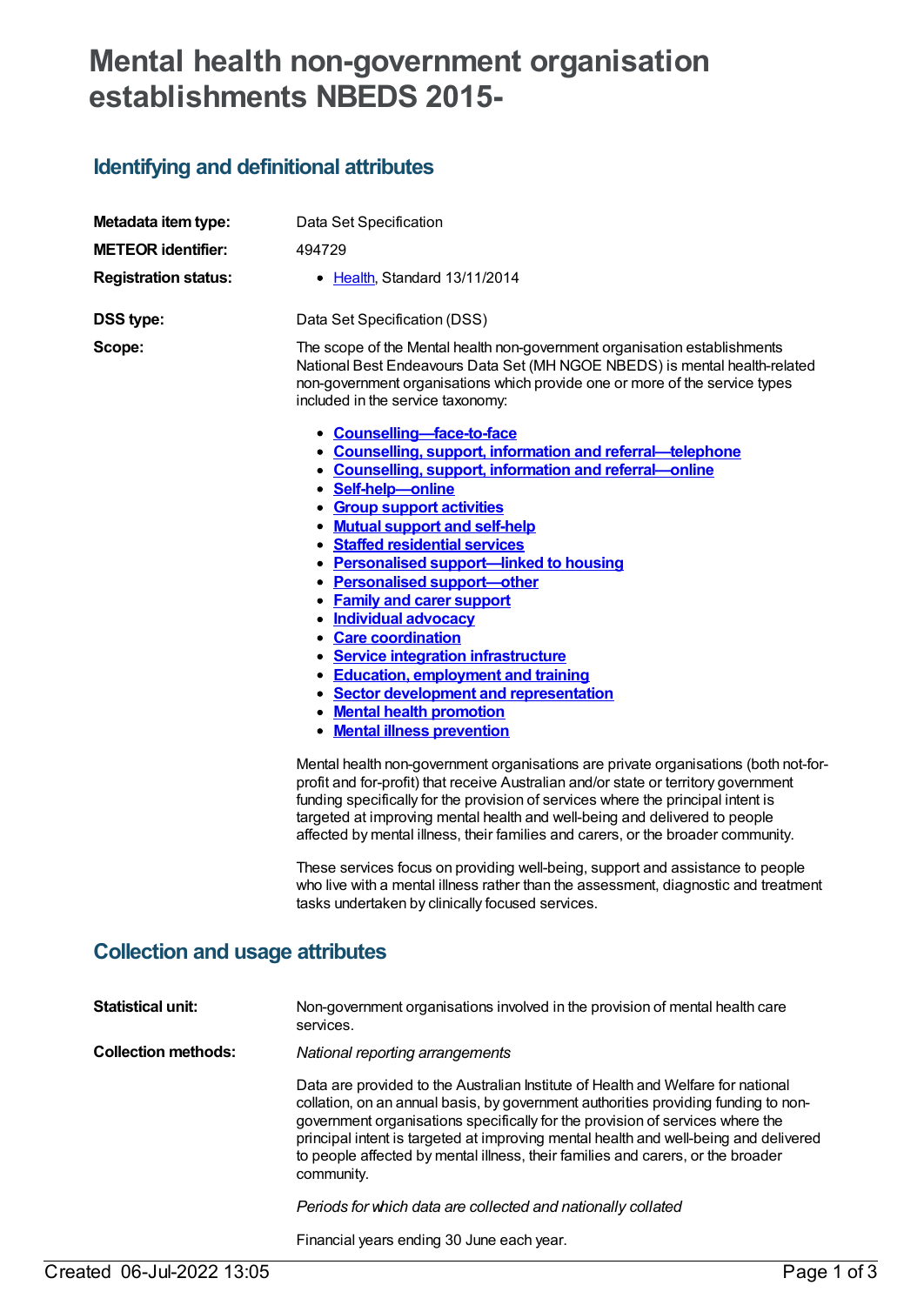# Mental health non-government organisation establishments NBEDS 2015-

## Identifying and definitional attributes

**Metadata item type:** Data Set Specification

**METEOR identifier:** 494729

**Registration status:**

- Health, Standard 13/11/2014

**DSS type:** Data Set Specification (DSS)

**Scope:** The scope of the Mental health non-government organisation establishments National Best Endeavours Data Set (MH NGOE NBEDS) is mental health-related non-government organisations which provide one or more of the service types included in the service taxonomy:

- **Counselling—face-to-face**
- **Counselling, support, information and referral—telephone**
- **Counselling, support, information and referral—online**
- **Self-help—online**
- **Group support activities**
- **Mutual support and self-help**
- **Staffed residential services**
- **Personalised support—linked to housing**
- **Personalised support—other**
- **Family and carer support**
- **Individual advocacy**
- **Care coordination**
- **Service integration infrastructure**
- **Education, employment and training**
- **Sector development and representation**
- **Mental health promotion**
- **Mental illness prevention**

Mental health non-government organisations are private organisations (both not-for-profit and for-profit) that receive Australian and/or state or territory government funding specifically for the provision of services where the principal intent is targeted at improving mental health and well-being and delivered to people affected by mental illness, their families and carers, or the broader community.

These services focus on providing well-being, support and assistance to people who live with a mental illness rather than the assessment, diagnostic and treatment tasks undertaken by clinically focused services.

## Collection and usage attributes

**Statistical unit:** Non-government organisations involved in the provision of mental health care services.

**Collection methods:** *National reporting arrangements*

Data are provided to the Australian Institute of Health and Welfare for national collation, on an annual basis, by government authorities providing funding to non-government organisations specifically for the provision of services where the principal intent is targeted at improving mental health and well-being and delivered to people affected by mental illness, their families and carers, or the broader community.

*Periods for which data are collected and nationally collated*

Financial years ending 30 June each year.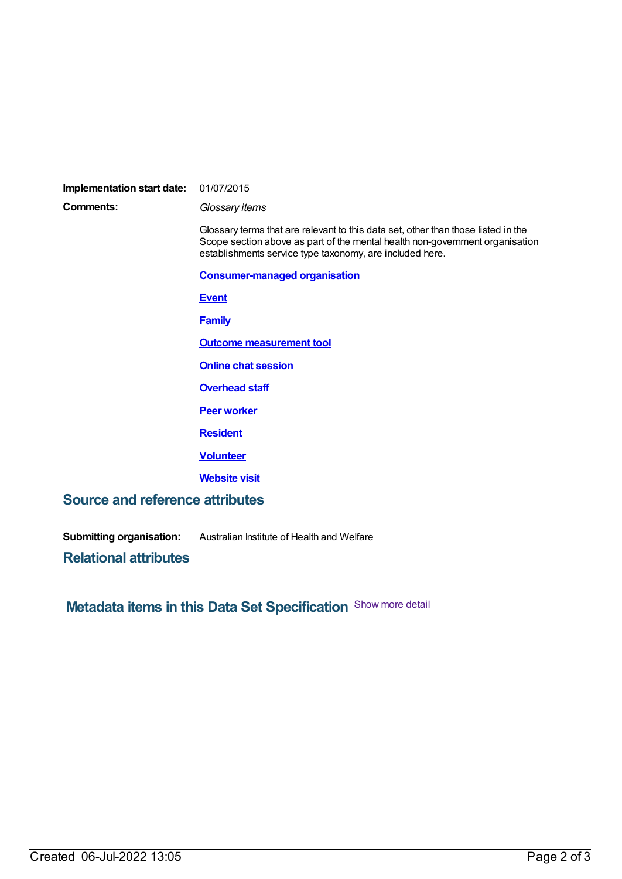**Implementation start date:** 01/07/2015

**Comments:** *Glossary items*

Glossary terms that are relevant to this data set, other than those listed in the Scope section above as part of the mental health non-government organisation establishments service type taxonomy, are included here.

**Consumer-managed organisation**

**Event**

**Family**

**Outcome measurement tool**

**Online chat session**

**Overhead staff**

**Peer worker**

**Resident**

**Volunteer**

**Website visit**

## Source and reference attributes

**Submitting organisation:** Australian Institute of Health and Welfare

## Relational attributes

## Metadata items in this Data Set Specification

Show more detail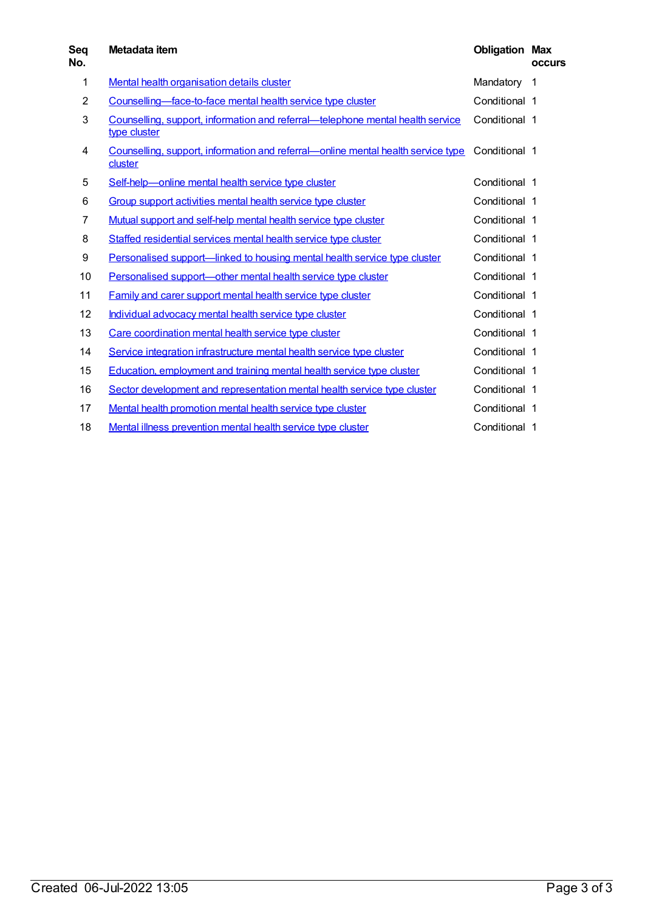| Seq No. | Metadata item | Obligation | Max occurs |
|---|---|---|---|
| 1 | Mental health organisation details cluster | Mandatory | 1 |
| 2 | Counselling—face-to-face mental health service type cluster | Conditional | 1 |
| 3 | Counselling, support, information and referral—telephone mental health service type cluster | Conditional | 1 |
| 4 | Counselling, support, information and referral—online mental health service type cluster | Conditional | 1 |
| 5 | Self-help—online mental health service type cluster | Conditional | 1 |
| 6 | Group support activities mental health service type cluster | Conditional | 1 |
| 7 | Mutual support and self-help mental health service type cluster | Conditional | 1 |
| 8 | Staffed residential services mental health service type cluster | Conditional | 1 |
| 9 | Personalised support—linked to housing mental health service type cluster | Conditional | 1 |
| 10 | Personalised support—other mental health service type cluster | Conditional | 1 |
| 11 | Family and carer support mental health service type cluster | Conditional | 1 |
| 12 | Individual advocacy mental health service type cluster | Conditional | 1 |
| 13 | Care coordination mental health service type cluster | Conditional | 1 |
| 14 | Service integration infrastructure mental health service type cluster | Conditional | 1 |
| 15 | Education, employment and training mental health service type cluster | Conditional | 1 |
| 16 | Sector development and representation mental health service type cluster | Conditional | 1 |
| 17 | Mental health promotion mental health service type cluster | Conditional | 1 |
| 18 | Mental illness prevention mental health service type cluster | Conditional | 1 |

Created 06-Jul-2022 13:05